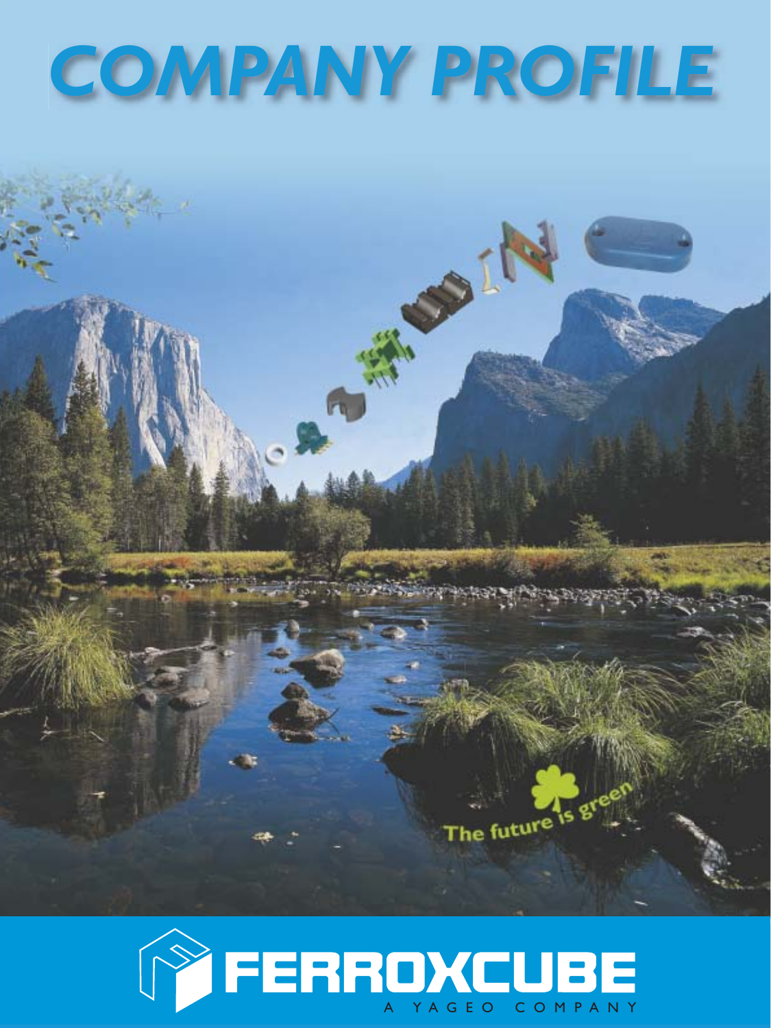# COMPANY PROFILE

The future is green

FERROXCUBE

A YAGEO COMPANY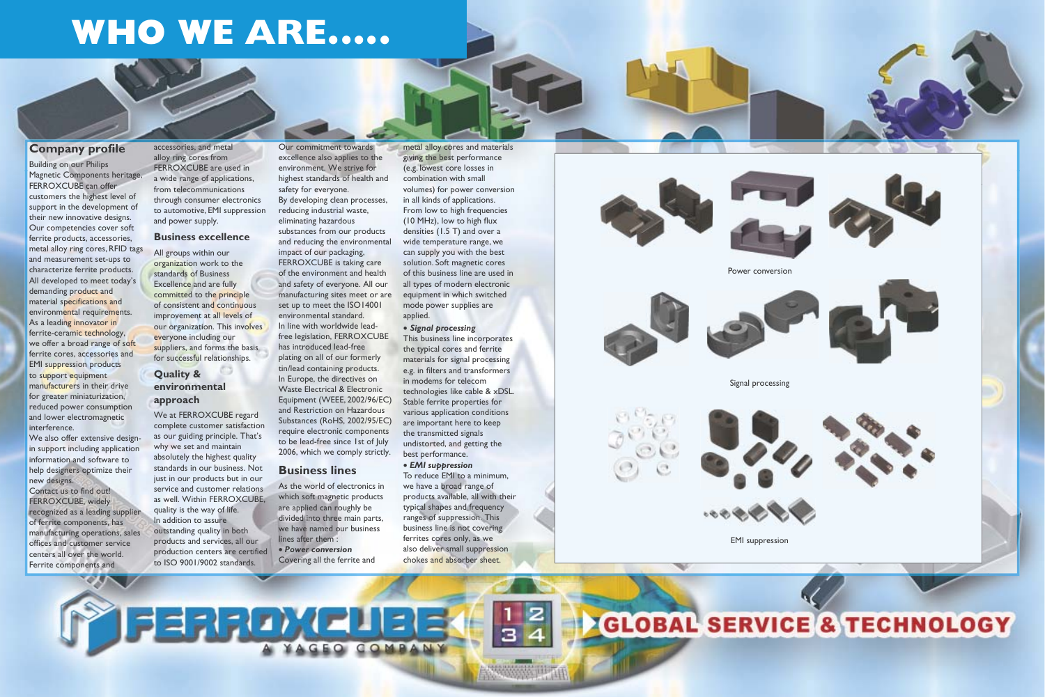# WHO WE ARE.....

## Company profile

Building on our Philips Magnetic Components heritage, FERROXCUBE can offer customers the highest level of support in the development of their new innovative designs. Our competencies cover soft ferrite products, accessories, metal alloy ring cores, RFID tags and measurement set-ups to characterize ferrite products. All developed to meet today's demanding product and material specifications and environmental requirements. As a leading innovator in ferrite-ceramic technology, we offer a broad range of soft ferrite cores, accessories and EMI suppression products to support equipment manufacturers in their drive for greater miniaturization, reduced power consumption and lower electromagnetic interference.

We also offer extensive design-in support including application information and software to help designers optimize their new designs.

Contact us to find out! FERROXCUBE, widely recognized as a leading supplier of ferrite components, has manufacturing operations, sales offices and customer service centers all over the world. Ferrite components and accessories, and metal alloy ring cores from FERROXCUBE are used in a wide range of applications, from telecommunications through consumer electronics to automotive, EMI suppression and power supply.

## Business excellence

All groups within our organization work to the standards of Business Excellence and are fully committed to the principle of consistent and continuous improvement at all levels of our organization. This involves everyone including our suppliers, and forms the basis for successful relationships.

## Quality & environmental approach

We at FERROXCUBE regard complete customer satisfaction as our guiding principle. That's why we set and maintain absolutely the highest quality standards in our business. Not just in our products but in our service and customer relations as well. Within FERROXCUBE, quality is the way of life.

In addition to assure outstanding quality in both products and services, all our production centers are certified to ISO 9001/9002 standards.

Our commitment towards excellence also applies to the environment. We strive for highest standards of health and safety for everyone.

By developing clean processes, reducing industrial waste, eliminating hazardous substances from our products and reducing the environmental impact of our packaging, FERROXCUBE is taking care of the environment and health and safety of everyone. All our manufacturing sites meet or are set up to meet the ISO14001 environmental standard.

In line with worldwide lead-free legislation, FERROXCUBE has introduced lead-free plating on all of our formerly tin/lead containing products.

In Europe, the directives on Waste Electrical & Electronic Equipment (WEEE, 2002/96/EC) and Restriction on Hazardous Substances (RoHS, 2002/95/EC) require electronic components to be lead-free since 1st of July 2006, which we comply strictly.

## Business lines

As the world of electronics in which soft magnetic products are applied can roughly be divided into three main parts, we have named our business lines after them :

- ***Power conversion***

Covering all the ferrite and metal alloy cores and materials giving the best performance (e.g. lowest core losses in combination with small volumes) for power conversion in all kinds of applications. From low to high frequencies (10 MHz), low to high flux densities (1.5 T) and over a wide temperature range, we can supply you with the best solution. Soft magnetic cores of this business line are used in all types of modern electronic equipment in which switched mode power supplies are applied.

- ***Signal processing***

This business line incorporates the typical cores and ferrite materials for signal processing e.g. in filters and transformers in modems for telecom technologies like cable & xDSL. Stable ferrite properties for various application conditions are important here to keep the transmitted signals undistorted, and getting the best performance.

- ***EMI suppression***

To reduce EMI to a minimum, we have a broad range of products available, all with their typical shapes and frequency ranges of suppression. This business line is not covering ferrites cores only, as we also deliver small suppression chokes and absorber sheet.

Power conversion

Signal processing

EMI suppression

FERROXCUBE A YAGEO COMPANY

GLOBAL SERVICE & TECHNOLOGY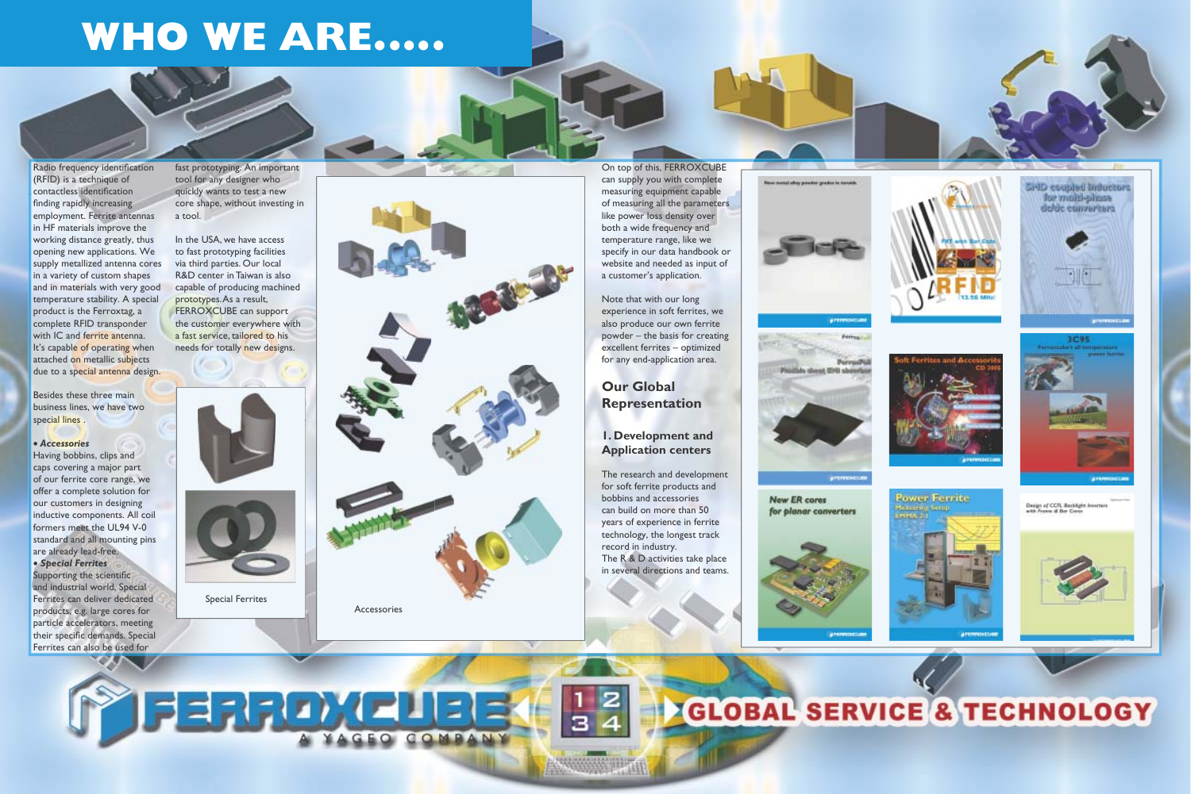# WHO WE ARE.....

Radio frequency identification (RFID) is a technique of contactless identification finding rapidly increasing employment. Ferrite antennas in HF materials improve the working distance greatly, thus opening new applications. We supply metallized antenna cores in a variety of custom shapes and in materials with very good temperature stability. A special product is the Ferroxtag, a complete RFID transponder with IC and ferrite antenna. It's capable of operating when attached on metallic subjects due to a special antenna design.

Besides these three main business lines, we have two special lines .

• ***Accessories***
Having bobbins, clips and caps covering a major part of our ferrite core range, we offer a complete solution for our customers in designing inductive components. All coil formers meet the UL94 V-0 standard and all mounting pins are already lead-free.

• ***Special Ferrites***
Supporting the scientific and industrial world, Special Ferrites can deliver dedicated products, e.g. large cores for particle accelerators, meeting their specific demands. Special Ferrites can also be used for fast prototyping. An important tool for any designer who quickly wants to test a new core shape, without investing in a tool.

In the USA, we have access to fast prototyping facilities via third parties. Our local R&D center in Taiwan is also capable of producing machined prototypes.As a result, FERROXCUBE can support the customer everywhere with a fast service, tailored to his needs for totally new designs.

Special Ferrites

Accessories

On top of this, FERROXCUBE can supply you with complete measuring equipment capable of measuring all the parameters like power loss density over both a wide frequency and temperature range, like we specify in our data handbook or website and needed as input of a customer's application.

Note that with our long experience in soft ferrites, we also produce our own ferrite powder – the basis for creating excellent ferrites – optimized for any end-application area.

## Our Global Representation

### 1. Development and Application centers

The research and development for soft ferrite products and bobbins and accessories can build on more than 50 years of experience in ferrite technology, the longest track record in industry.
The R & D activities take place in several directions and teams.

FERROXCUBE A YAGEO COMPANY

GLOBAL SERVICE & TECHNOLOGY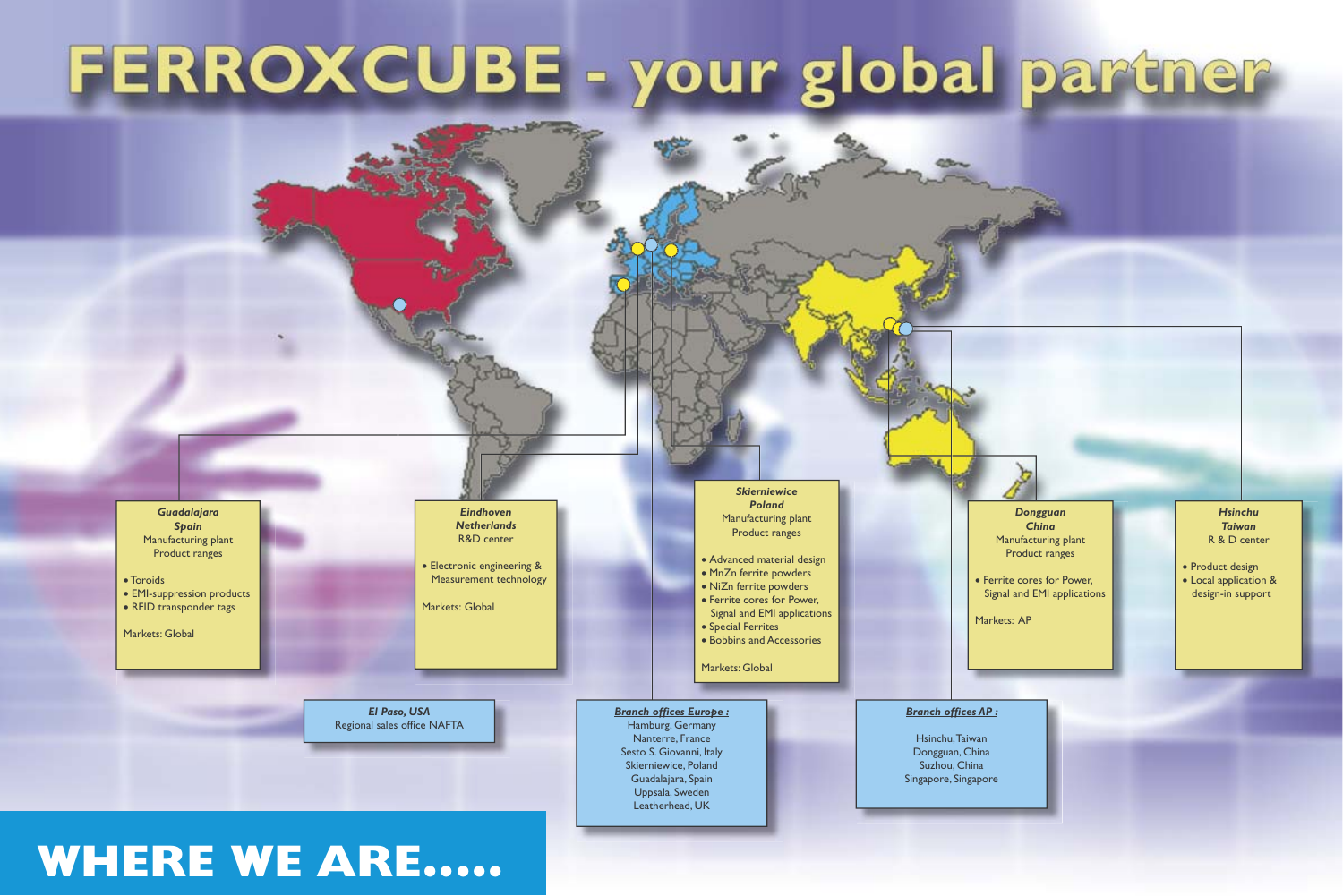# FERROXCUBE - your global partner

**_Guadalajara_**
**_Spain_**
Manufacturing plant
Product ranges

- Toroids
- EMI-suppression products
- RFID transponder tags

Markets: Global

**_Eindhoven_**
**_Netherlands_**
R&D center

- Electronic engineering & Measurement technology

Markets: Global

**_Skierniewice_**
**_Poland_**
Manufacturing plant
Product ranges

- Advanced material design
- MnZn ferrite powders
- NiZn ferrite powders
- Ferrite cores for Power, Signal and EMI applications
- Special Ferrites
- Bobbins and Accessories

Markets: Global

**_Dongguan_**
**_China_**
Manufacturing plant
Product ranges

- Ferrite cores for Power, Signal and EMI applications

Markets: AP

**_Hsinchu_**
**_Taiwan_**
R & D center

- Product design
- Local application & design-in support

**_El Paso, USA_**
Regional sales office NAFTA

**_Branch offices Europe :_**
Hamburg, Germany
Nanterre, France
Sesto S. Giovanni, Italy
Skierniewice, Poland
Guadalajara, Spain
Uppsala, Sweden
Leatherhead, UK

**_Branch offices AP :_**
Hsinchu, Taiwan
Dongguan, China
Suzhou, China
Singapore, Singapore

## WHERE WE ARE.....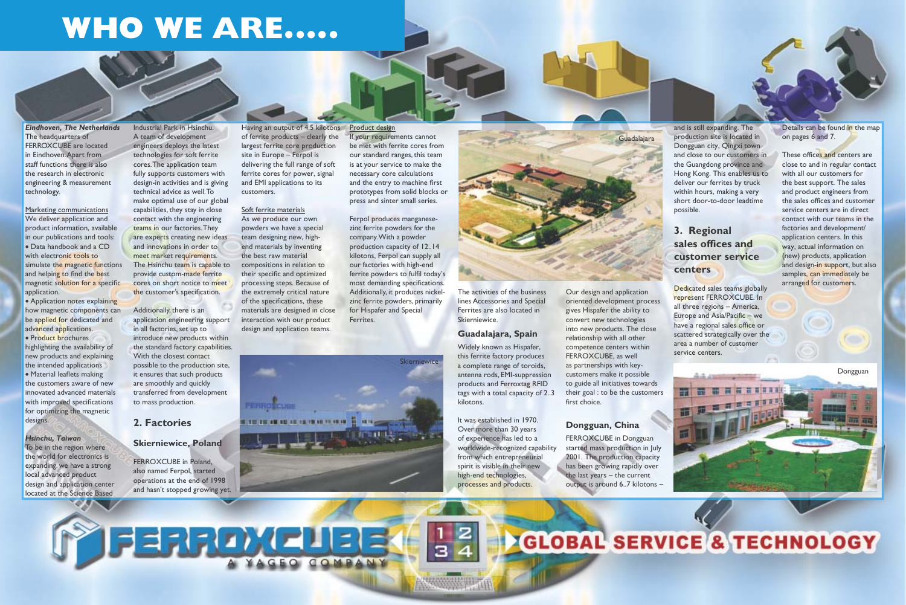# WHO WE ARE.....

***Eindhoven, The Netherlands***
The headquarters of FERROXCUBE are located in Eindhoven. Apart from staff functions there is also the research in electronic engineering & measurement technology.

Marketing communications
We deliver application and product information, available in our publications and tools:
- Data handbook and a CD with electronic tools to simulate the magnetic functions and helping to find the best magnetic solution for a specific application.
- Application notes explaining how magnetic components can be applied for dedicated and advanced applications.
- Product brochures highlighting the availability of new products and explaining the intended applications
- Material leaflets making the customers aware of new innovated advanced materials with improved specifications for optimizing the magnetic designs.

***Hsinchu, Taiwan***
To be in the region where the world for electronics is expanding, we have a strong local advanced product design and application center located at the Science Based Industrial Park in Hsinchu. A team of development engineers deploys the latest technologies for soft ferrite cores. The application team fully supports customers with design-in activities and is giving technical advice as well. To make optimal use of our global capabilities, they stay in close contact with the engineering teams in our factories. They are experts creating new ideas and innovations in order to meet market requirements. The Hsinchu team is capable to provide custom-made ferrite cores on short notice to meet the customer's specification.

Additionally, there is an application engineering support in all factories, set up to introduce new products within the standard factory capabilities. With the closest contact possible to the production site, it ensures that such products are smoothly and quickly transferred from development to mass production.

## 2. Factories

### Skierniewice, Poland

FERROXCUBE in Poland, also named Ferpol, started operations at the end of 1998 and hasn't stopped growing yet. Having an output of 4.5 kilotons of ferrite products – clearly the largest ferrite core production site in Europe – Ferpol is delivering the full range of soft ferrite cores for power, signal and EMI applications to its customers.

Soft ferrite materials
As we produce our own powders we have a special team designing new, high-end materials by inventing the best raw material compositions in relation to their specific and optimized processing steps. Because of the extremely critical nature of the specifications, these materials are designed in close interaction with our product design and application teams.

Product design
If your requirements cannot be met with ferrite cores from our standard ranges, this team is at your service to make the necessary core calculations and the entry to machine first prototypes from solid blocks or press and sinter small series.

Ferpol produces manganese-zinc ferrite powders for the company. With a powder production capacity of 12..14 kilotons, Ferpol can supply all our factories with high-end ferrite powders to fulfil today's most demanding specifications. Additionally, it produces nickel-zinc ferrite powders, primarily for Hispafer and Special Ferrites.

Skierniewice

Guadalajara

The activities of the business lines Accessories and Special Ferrites are also located in Skierniewice.

### Guadalajara, Spain

Widely known as Hispafer, this ferrite factory produces a complete range of toroids, antenna rods, EMI-suppression products and Ferroxtag RFID tags with a total capacity of 2..3 kilotons.

It was established in 1970. Over more than 30 years of experience has led to a worldwide-recognized capability from which entrepreneurial spirit is visible in their new high-end technologies, processes and products.

Our design and application oriented development process gives Hispafer the ability to convert new technologies into new products. The close relationship with all other competence centers within FERROXCUBE, as well as partnerships with key-customers make it possible to guide all initiatives towards their goal : to be the customers first choice.

### Dongguan, China

FERROXCUBE in Dongguan started mass production in July 2001. The production capacity has been growing rapidly over the last years – the current output is around 6..7 kilotons – and is still expanding. The production site is located in Dongguan city, Qingxi town and close to our customers in the Guangdong province and Hong Kong. This enables us to deliver our ferrites by truck within hours, making a very short door-to-door leadtime possible.

## 3. Regional sales offices and customer service centers

Dedicated sales teams globally represent FERROXCUBE. In all three regions – America, Europe and Asia/Pacific – we have a regional sales office or scattered strategically over the area a number of customer service centers.

Dongguan

Details can be found in the map on pages 6 and 7.

These offices and centers are close to and in regular contact with all our customers for the best support. The sales and product engineers from the sales offices and customer service centers are in direct contact with our teams in the factories and development/application centers. In this way, actual information on (new) products, application samples, can immediately be arranged for customers. and design-in support, but also

FERROXCUBE
A YAGEO COMPANY

GLOBAL SERVICE & TECHNOLOGY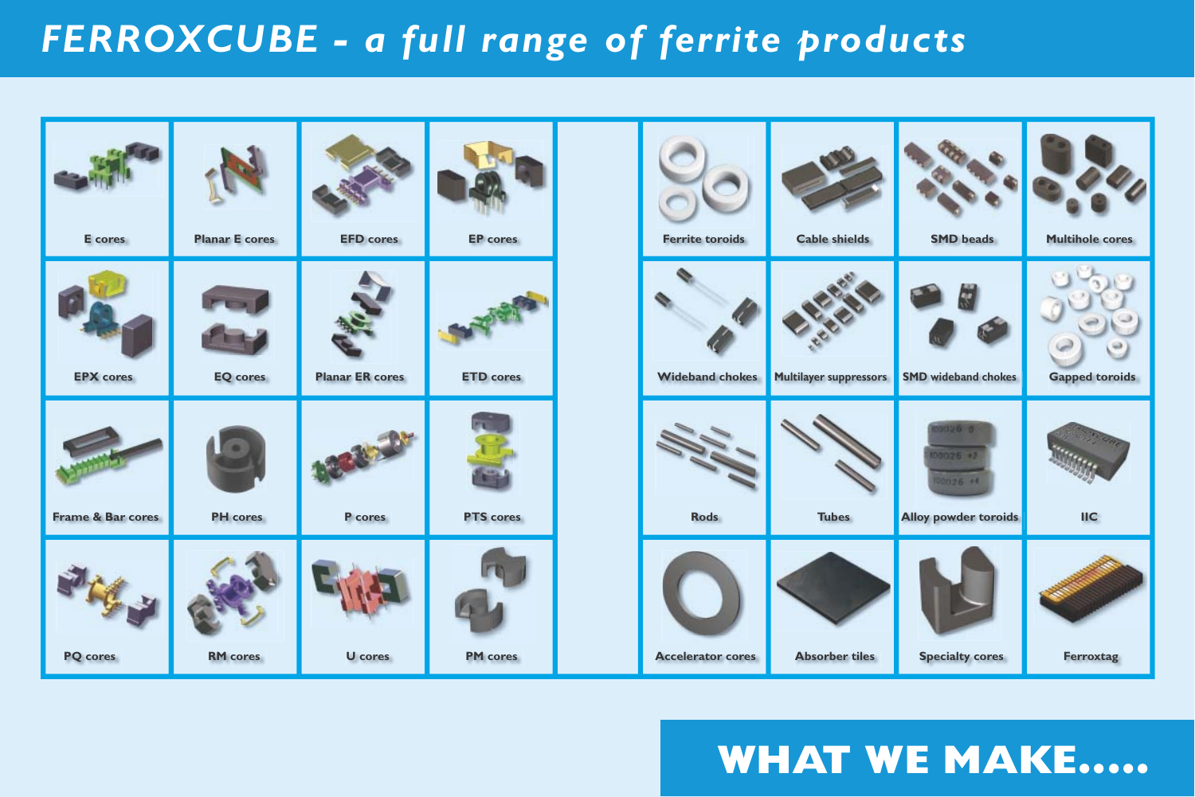# FERROXCUBE - a full range of ferrite products

| | | | | | | | |
|---|---|---|---|---|---|---|---|
| E cores | Planar E cores | EFD cores | EP cores | Ferrite toroids | Cable shields | SMD beads | Multihole cores |
| EPX cores | EQ cores | Planar ER cores | ETD cores | Wideband chokes | Multilayer suppressors | SMD wideband chokes | Gapped toroids |
| Frame & Bar cores | PH cores | P cores | PTS cores | Rods | Tubes | Alloy powder toroids | IIC |
| PQ cores | RM cores | U cores | PM cores | Accelerator cores | Absorber tiles | Specialty cores | Ferroxtag |

**WHAT WE MAKE.....**